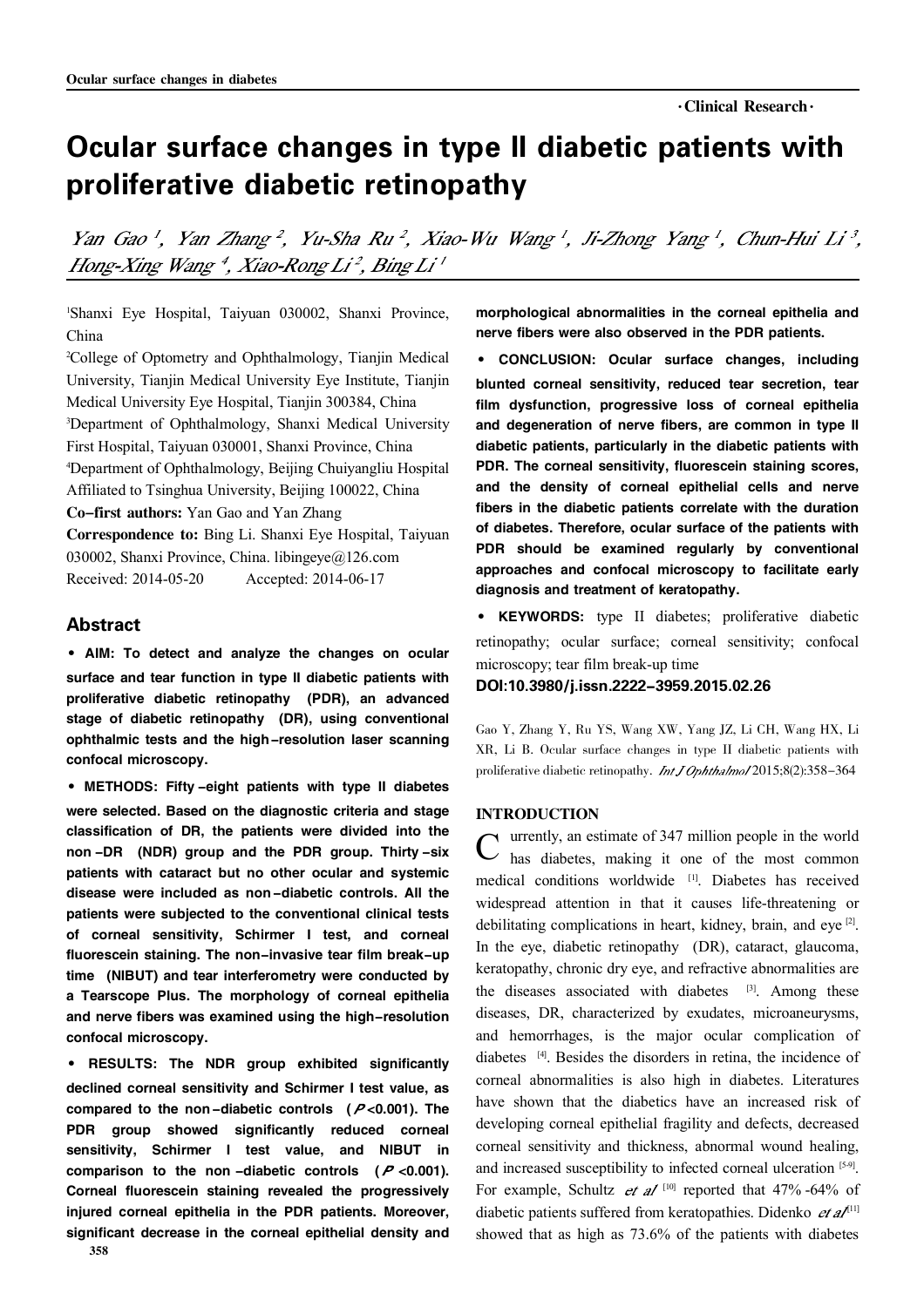·Clinical Research·

# Ocular surface changes in type II diabetic patients with proliferative diabetic retinopathy

*Yan Gao [1], Yan Zhang [2], Yu-Sha Ru [2], Xiao-Wu Wang [1], Ji-Zhong Yang [1], Chun-Hui Li [3], Hong-Xing Wang [4], Xiao-Rong Li [2], Bing Li [1]*

[1]Shanxi Eye Hospital, Taiyuan 030002, Shanxi Province, China

[2]College of Optometry and Ophthalmology, Tianjin Medical University, Tianjin Medical University Eye Institute, Tianjin Medical University Eye Hospital, Tianjin 300384, China

[3]Department of Ophthalmology, Shanxi Medical University First Hospital, Taiyuan 030001, Shanxi Province, China

[4]Department of Ophthalmology, Beijing Chuiyangliu Hospital Affiliated to Tsinghua University, Beijing 100022, China

**Co-first authors:** Yan Gao and Yan Zhang

**Correspondence to:** Bing Li. Shanxi Eye Hospital, Taiyuan 030002, Shanxi Province, China. libingeye@126.com

Received: 2014-05-20 Accepted: 2014-06-17

## Abstract

**• AIM: To detect and analyze the changes on ocular surface and tear function in type II diabetic patients with proliferative diabetic retinopathy (PDR), an advanced stage of diabetic retinopathy (DR), using conventional ophthalmic tests and the high-resolution laser scanning confocal microscopy.**

**• METHODS: Fifty-eight patients with type II diabetes were selected. Based on the diagnostic criteria and stage classification of DR, the patients were divided into the non-DR (NDR) group and the PDR group. Thirty-six patients with cataract but no other ocular and systemic disease were included as non-diabetic controls. All the patients were subjected to the conventional clinical tests of corneal sensitivity, Schirmer I test, and corneal fluorescein staining. The non-invasive tear film break-up time (NIBUT) and tear interferometry were conducted by a Tearscope Plus. The morphology of corneal epithelia and nerve fibers was examined using the high-resolution confocal microscopy.**

**• RESULTS: The NDR group exhibited significantly declined corneal sensitivity and Schirmer I test value, as compared to the non-diabetic controls ($P$<0.001). The PDR group showed significantly reduced corneal sensitivity, Schirmer I test value, and NIBUT in comparison to the non-diabetic controls ($P$<0.001). Corneal fluorescein staining revealed the progressively injured corneal epithelia in the PDR patients. Moreover, significant decrease in the corneal epithelial density and morphological abnormalities in the corneal epithelia and nerve fibers were also observed in the PDR patients.**

**• CONCLUSION: Ocular surface changes, including blunted corneal sensitivity, reduced tear secretion, tear film dysfunction, progressive loss of corneal epithelia and degeneration of nerve fibers, are common in type II diabetic patients, particularly in the diabetic patients with PDR. The corneal sensitivity, fluorescein staining scores, and the density of corneal epithelial cells and nerve fibers in the diabetic patients correlate with the duration of diabetes. Therefore, ocular surface of the patients with PDR should be examined regularly by conventional approaches and confocal microscopy to facilitate early diagnosis and treatment of keratopathy.**

**• KEYWORDS:** type II diabetes; proliferative diabetic retinopathy; ocular surface; corneal sensitivity; confocal microscopy; tear film break-up time

**DOI:10.3980/j.issn.2222-3959.2015.02.26**

Gao Y, Zhang Y, Ru YS, Wang XW, Yang JZ, Li CH, Wang HX, Li XR, Li B. Ocular surface changes in type II diabetic patients with proliferative diabetic retinopathy. *Int J Ophthalmol* 2015;8(2):358-364

## INTRODUCTION

Currently, an estimate of 347 million people in the world has diabetes, making it one of the most common medical conditions worldwide [1]. Diabetes has received widespread attention in that it causes life-threatening or debilitating complications in heart, kidney, brain, and eye [2]. In the eye, diabetic retinopathy (DR), cataract, glaucoma, keratopathy, chronic dry eye, and refractive abnormalities are the diseases associated with diabetes [3]. Among these diseases, DR, characterized by exudates, microaneurysms, and hemorrhages, is the major ocular complication of diabetes [4]. Besides the disorders in retina, the incidence of corneal abnormalities is also high in diabetes. Literatures have shown that the diabetics have an increased risk of developing corneal epithelial fragility and defects, decreased corneal sensitivity and thickness, abnormal wound healing, and increased susceptibility to infected corneal ulceration [5-9]. For example, Schultz *et al* [10] reported that 47%-64% of diabetic patients suffered from keratopathies. Didenko *et al*[11] showed that as high as 73.6% of the patients with diabetes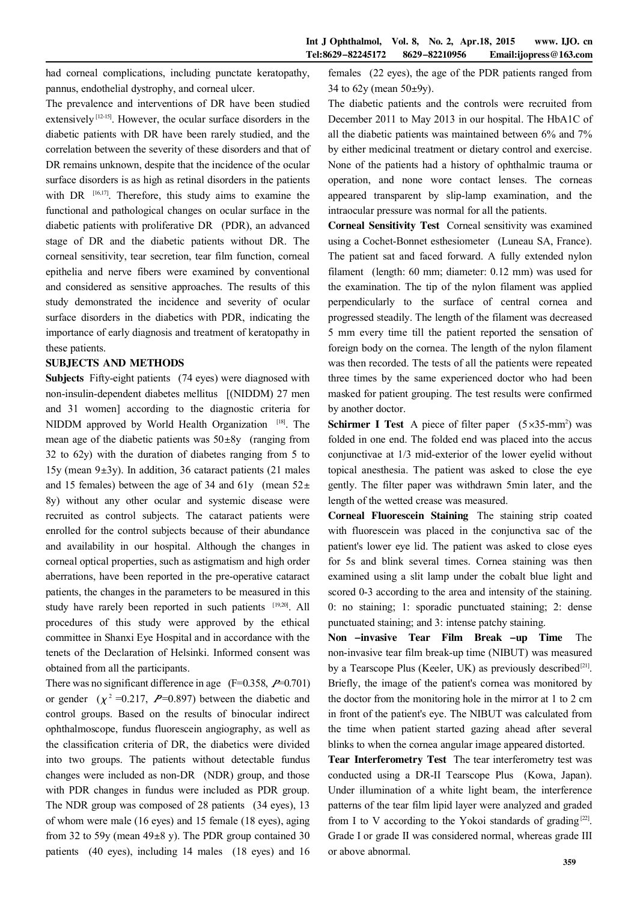had corneal complications, including punctate keratopathy, pannus, endothelial dystrophy, and corneal ulcer.

The prevalence and interventions of DR have been studied extensively [12-15]. However, the ocular surface disorders in the diabetic patients with DR have been rarely studied, and the correlation between the severity of these disorders and that of DR remains unknown, despite that the incidence of the ocular surface disorders is as high as retinal disorders in the patients with DR [16,17]. Therefore, this study aims to examine the functional and pathological changes on ocular surface in the diabetic patients with proliferative DR (PDR), an advanced stage of DR and the diabetic patients without DR. The corneal sensitivity, tear secretion, tear film function, corneal epithelia and nerve fibers were examined by conventional and considered as sensitive approaches. The results of this study demonstrated the incidence and severity of ocular surface disorders in the diabetics with PDR, indicating the importance of early diagnosis and treatment of keratopathy in these patients.

## SUBJECTS AND METHODS

**Subjects** Fifty-eight patients (74 eyes) were diagnosed with non-insulin-dependent diabetes mellitus [(NIDDM) 27 men and 31 women] according to the diagnostic criteria for NIDDM approved by World Health Organization [18]. The mean age of the diabetic patients was 50±8y (ranging from 32 to 62y) with the duration of diabetes ranging from 5 to 15y (mean 9±3y). In addition, 36 cataract patients (21 males and 15 females) between the age of 34 and 61y (mean 52±8y) without any other ocular and systemic disease were recruited as control subjects. The cataract patients were enrolled for the control subjects because of their abundance and availability in our hospital. Although the changes in corneal optical properties, such as astigmatism and high order aberrations, have been reported in the pre-operative cataract patients, the changes in the parameters to be measured in this study have rarely been reported in such patients [19,20]. All procedures of this study were approved by the ethical committee in Shanxi Eye Hospital and in accordance with the tenets of the Declaration of Helsinki. Informed consent was obtained from all the participants.

There was no significant difference in age ($F$=0.358, $P$=0.701) or gender ($\chi^2$=0.217, $P$=0.897) between the diabetic and control groups. Based on the results of binocular indirect ophthalmoscope, fundus fluorescein angiography, as well as the classification criteria of DR, the diabetics were divided into two groups. The patients without detectable fundus changes were included as non-DR (NDR) group, and those with PDR changes in fundus were included as PDR group. The NDR group was composed of 28 patients (34 eyes), 13 of whom were male (16 eyes) and 15 female (18 eyes), aging from 32 to 59y (mean 49±8 y). The PDR group contained 30 patients (40 eyes), including 14 males (18 eyes) and 16 females (22 eyes), the age of the PDR patients ranged from 34 to 62y (mean 50±9y).

The diabetic patients and the controls were recruited from December 2011 to May 2013 in our hospital. The HbA1C of all the diabetic patients was maintained between 6% and 7% by either medicinal treatment or dietary control and exercise. None of the patients had a history of ophthalmic trauma or operation, and none wore contact lenses. The corneas appeared transparent by slip-lamp examination, and the intraocular pressure was normal for all the patients.

**Corneal Sensitivity Test** Corneal sensitivity was examined using a Cochet-Bonnet esthesiometer (Luneau SA, France). The patient sat and faced forward. A fully extended nylon filament (length: 60 mm; diameter: 0.12 mm) was used for the examination. The tip of the nylon filament was applied perpendicularly to the surface of central cornea and progressed steadily. The length of the filament was decreased 5 mm every time till the patient reported the sensation of foreign body on the cornea. The length of the nylon filament was then recorded. The tests of all the patients were repeated three times by the same experienced doctor who had been masked for patient grouping. The test results were confirmed by another doctor.

**Schirmer I Test** A piece of filter paper ($5\times35$-mm$^2$) was folded in one end. The folded end was placed into the accus conjunctivae at 1/3 mid-exterior of the lower eyelid without topical anesthesia. The patient was asked to close the eye gently. The filter paper was withdrawn 5min later, and the length of the wetted crease was measured.

**Corneal Fluorescein Staining** The staining strip coated with fluorescein was placed in the conjunctiva sac of the patient's lower eye lid. The patient was asked to close eyes for 5s and blink several times. Cornea staining was then examined using a slit lamp under the cobalt blue light and scored 0-3 according to the area and intensity of the staining. 0: no staining; 1: sporadic punctuated staining; 2: dense punctuated staining; and 3: intense patchy staining.

**Non-invasive Tear Film Break-up Time** The non-invasive tear film break-up time (NIBUT) was measured by a Tearscope Plus (Keeler, UK) as previously described[21]. Briefly, the image of the patient's cornea was monitored by the doctor from the monitoring hole in the mirror at 1 to 2 cm in front of the patient's eye. The NIBUT was calculated from the time when patient started gazing ahead after several blinks to when the cornea angular image appeared distorted.

**Tear Interferometry Test** The tear interferometry test was conducted using a DR-II Tearscope Plus (Kowa, Japan). Under illumination of a white light beam, the interference patterns of the tear film lipid layer were analyzed and graded from I to V according to the Yokoi standards of grading[22]. Grade I or grade II was considered normal, whereas grade III or above abnormal.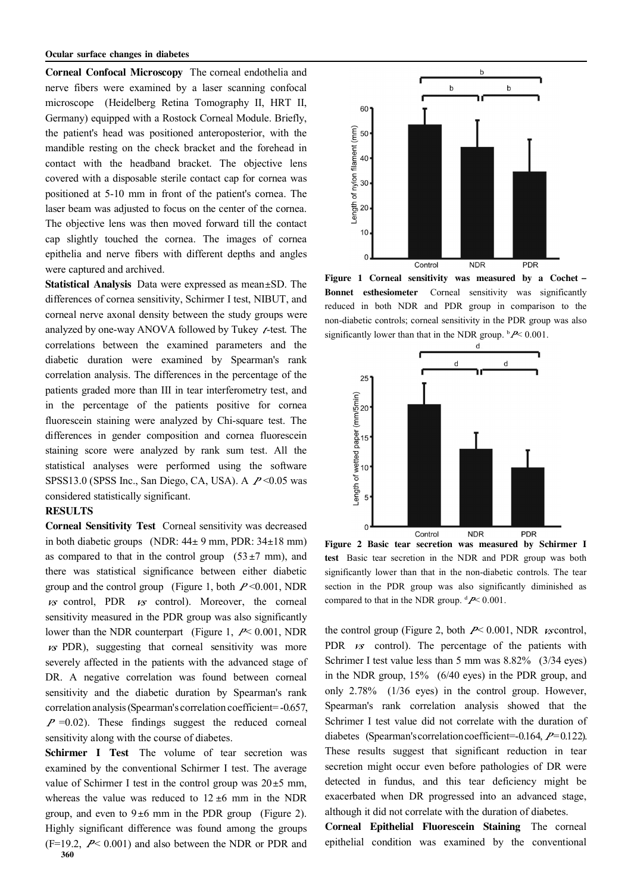**Corneal Confocal Microscopy** The corneal endothelia and nerve fibers were examined by a laser scanning confocal microscope (Heidelberg Retina Tomography II, HRT II, Germany) equipped with a Rostock Corneal Module. Briefly, the patient's head was positioned anteroposterior, with the mandible resting on the check bracket and the forehead in contact with the headband bracket. The objective lens covered with a disposable sterile contact cap for cornea was positioned at 5-10 mm in front of the patient's cornea. The laser beam was adjusted to focus on the center of the cornea. The objective lens was then moved forward till the contact cap slightly touched the cornea. The images of cornea epithelia and nerve fibers with different depths and angles were captured and archived.

**Statistical Analysis** Data were expressed as mean±SD. The differences of cornea sensitivity, Schirmer I test, NIBUT, and corneal nerve axonal density between the study groups were analyzed by one-way ANOVA followed by Tukey *t*-test. The correlations between the examined parameters and the diabetic duration were examined by Spearman's rank correlation analysis. The differences in the percentage of the patients graded more than III in tear interferometry test, and in the percentage of the patients positive for cornea fluorescein staining were analyzed by Chi-square test. The differences in gender composition and cornea fluorescein staining score were analyzed by rank sum test. All the statistical analyses were performed using the software SPSS13.0 (SPSS Inc., San Diego, CA, USA). A $P<0.05$ was considered statistically significant.

## RESULTS

**Corneal Sensitivity Test** Corneal sensitivity was decreased in both diabetic groups (NDR: 44± 9 mm, PDR: 34±18 mm) as compared to that in the control group (53±7 mm), and there was statistical significance between either diabetic group and the control group (Figure 1, both $P<0.001$, NDR *vs* control, PDR *vs* control). Moreover, the corneal sensitivity measured in the PDR group was also significantly lower than the NDR counterpart (Figure 1, $P<0.001$, NDR *vs* PDR), suggesting that corneal sensitivity was more severely affected in the patients with the advanced stage of DR. A negative correlation was found between corneal sensitivity and the diabetic duration by Spearman's rank correlation analysis (Spearman's correlation coefficient=-0.657, $P=0.02$). These findings suggest the reduced corneal sensitivity along with the course of diabetes.

**Figure 1 Corneal sensitivity was measured by a Cochet – Bonnet esthesiometer** Corneal sensitivity was significantly reduced in both NDR and PDR group in comparison to the non-diabetic controls; corneal sensitivity in the PDR group was also significantly lower than that in the NDR group. [b]$P<0.001$.

**Schirmer I Test** The volume of tear secretion was examined by the conventional Schirmer I test. The average value of Schirmer I test in the control group was 20±5 mm, whereas the value was reduced to 12±6 mm in the NDR group, and even to 9±6 mm in the PDR group (Figure 2). Highly significant difference was found among the groups ($F=19.2$, $P<0.001$) and also between the NDR or PDR and the control group (Figure 2, both $P<0.001$, NDR *vs* control, PDR *vs* control). The percentage of the patients with Schrimer I test value less than 5 mm was 8.82% (3/34 eyes) in the NDR group, 15% (6/40 eyes) in the PDR group, and only 2.78% (1/36 eyes) in the control group. However, Spearman's rank correlation analysis showed that the Schirmer I test value did not correlate with the duration of diabetes (Spearman's correlation coefficient=-0.164, $P=0.122$). These results suggest that significant reduction in tear secretion might occur even before pathologies of DR were detected in fundus, and this tear deficiency might be exacerbated when DR progressed into an advanced stage, although it did not correlate with the duration of diabetes.

**Figure 2 Basic tear secretion was measured by Schirmer I test** Basic tear secretion in the NDR and PDR group was both significantly lower than that in the non-diabetic controls. The tear section in the PDR group was also significantly diminished as compared to that in the NDR group. [d]$P<0.001$.

**Corneal Epithelial Fluorescein Staining** The corneal epithelial condition was examined by the conventional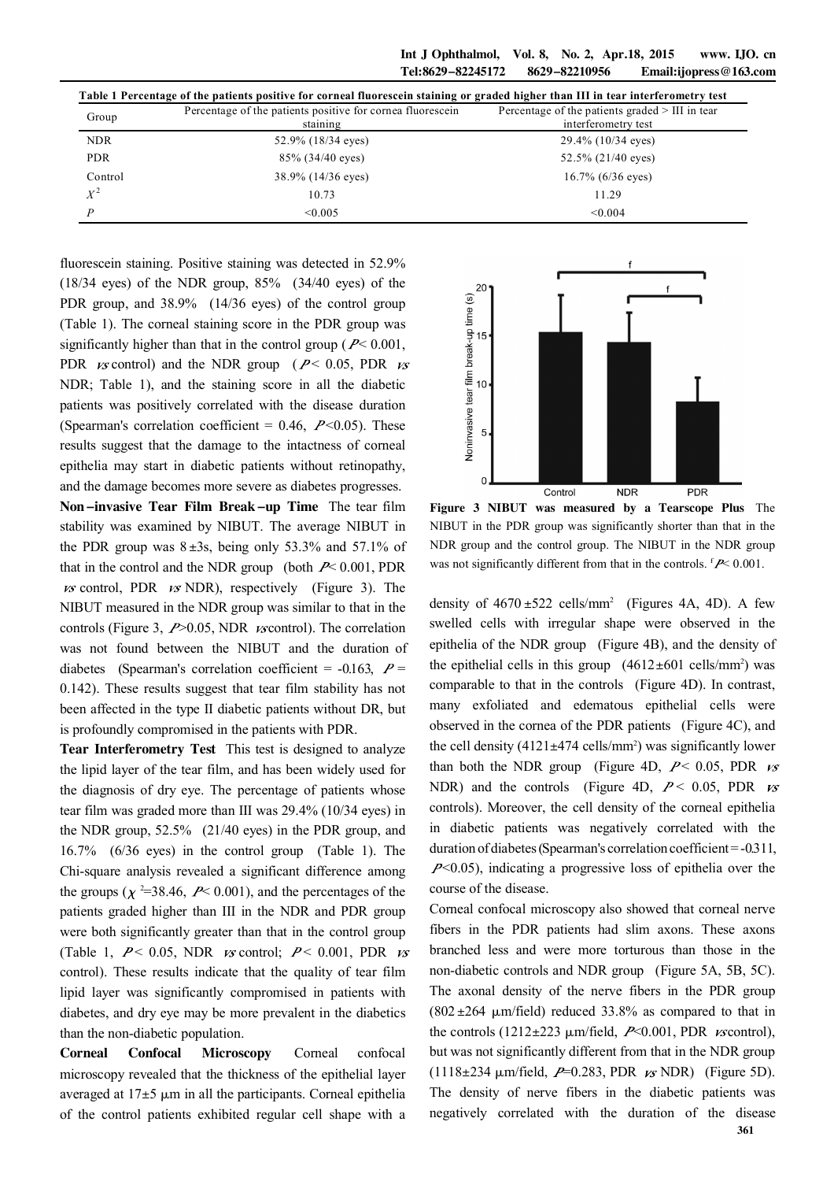**Table 1 Percentage of the patients positive for corneal fluorescein staining or graded higher than III in tear interferometry test**

| Group | Percentage of the patients positive for cornea fluorescein staining | Percentage of the patients graded > III in tear interferometry test |
|---|---|---|
| NDR | 52.9% (18/34 eyes) | 29.4% (10/34 eyes) |
| PDR | 85% (34/40 eyes) | 52.5% (21/40 eyes) |
| Control | 38.9% (14/36 eyes) | 16.7% (6/36 eyes) |
| $X^2$ | 10.73 | 11.29 |
| $P$ | <0.005 | <0.004 |

fluorescein staining. Positive staining was detected in 52.9% (18/34 eyes) of the NDR group, 85% (34/40 eyes) of the PDR group, and 38.9% (14/36 eyes) of the control group (Table 1). The corneal staining score in the PDR group was significantly higher than that in the control group ($P$< 0.001, PDR *vs* control) and the NDR group ($P$< 0.05, PDR *vs* NDR; Table 1), and the staining score in all the diabetic patients was positively correlated with the disease duration (Spearman's correlation coefficient = 0.46, $P$<0.05). These results suggest that the damage to the intactness of corneal epithelia may start in diabetic patients without retinopathy, and the damage becomes more severe as diabetes progresses.

**Non-invasive Tear Film Break-up Time** The tear film stability was examined by NIBUT. The average NIBUT in the PDR group was 8±3s, being only 53.3% and 57.1% of that in the control and the NDR group (both $P$< 0.001, PDR *vs* control, PDR *vs* NDR), respectively (Figure 3). The NIBUT measured in the NDR group was similar to that in the controls (Figure 3, $P$>0.05, NDR *vs* control). The correlation was not found between the NIBUT and the duration of diabetes (Spearman's correlation coefficient = -0.163, $P$ = 0.142). These results suggest that tear film stability has not been affected in the type II diabetic patients without DR, but is profoundly compromised in the patients with PDR.

**Tear Interferometry Test** This test is designed to analyze the lipid layer of the tear film, and has been widely used for the diagnosis of dry eye. The percentage of patients whose tear film was graded more than III was 29.4% (10/34 eyes) in the NDR group, 52.5% (21/40 eyes) in the PDR group, and 16.7% (6/36 eyes) in the control group (Table 1). The Chi-square analysis revealed a significant difference among the groups ($\chi^2$=38.46, $P$< 0.001), and the percentages of the patients graded higher than III in the NDR and PDR group were both significantly greater than that in the control group (Table 1, $P$< 0.05, NDR *vs* control; $P$< 0.001, PDR *vs* control). These results indicate that the quality of tear film lipid layer was significantly compromised in patients with diabetes, and dry eye may be more prevalent in the diabetics than the non-diabetic population.

**Corneal Confocal Microscopy** Corneal confocal microscopy revealed that the thickness of the epithelial layer averaged at 17±5 μm in all the participants. Corneal epithelia of the control patients exhibited regular cell shape with a density of 4670±522 cells/mm$^2$ (Figures 4A, 4D). A few swelled cells with irregular shape were observed in the epithelia of the NDR group (Figure 4B), and the density of the epithelial cells in this group (4612±601 cells/mm$^2$) was comparable to that in the controls (Figure 4D). In contrast, many exfoliated and edematous epithelial cells were observed in the cornea of the PDR patients (Figure 4C), and the cell density (4121±474 cells/mm$^2$) was significantly lower than both the NDR group (Figure 4D, $P$< 0.05, PDR *vs* NDR) and the controls (Figure 4D, $P$< 0.05, PDR *vs* controls). Moreover, the cell density of the corneal epithelia in diabetic patients was negatively correlated with the duration of diabetes (Spearman's correlation coefficient = -0.311, $P$<0.05), indicating a progressive loss of epithelia over the course of the disease.

Corneal confocal microscopy also showed that corneal nerve fibers in the PDR patients had slim axons. These axons branched less and were more torturous than those in the non-diabetic controls and NDR group (Figure 5A, 5B, 5C). The axonal density of the nerve fibers in the PDR group (802±264 μm/field) reduced 33.8% as compared to that in the controls (1212±223 μm/field, $P$<0.001, PDR *vs* control), but was not significantly different from that in the NDR group (1118±234 μm/field, $P$=0.283, PDR *vs* NDR) (Figure 5D). The density of nerve fibers in the diabetic patients was negatively correlated with the duration of the disease

**Figure 3 NIBUT was measured by a Tearscope Plus** The NIBUT in the PDR group was significantly shorter than that in the NDR group and the control group. The NIBUT in the NDR group was not significantly different from that in the controls. $^f P$< 0.001.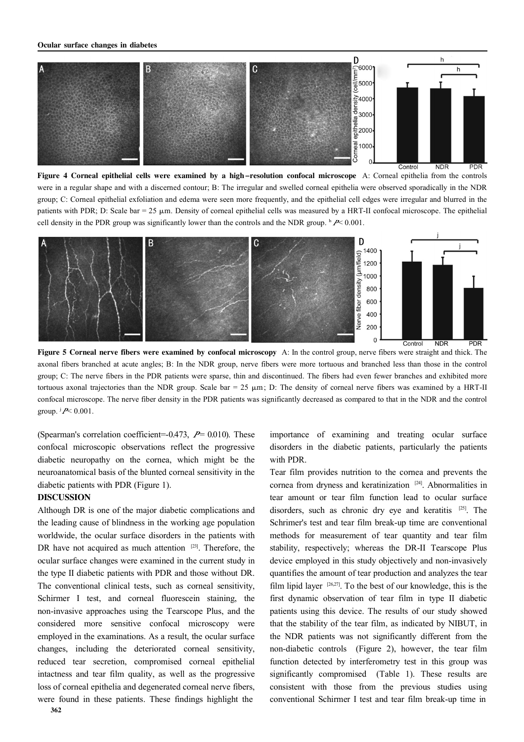**Figure 4 Corneal epithelial cells were examined by a high-resolution confocal microscope** A: Corneal epithelia from the controls were in a regular shape and with a discerned contour; B: The irregular and swelled corneal epithelia were observed sporadically in the NDR group; C: Corneal epithelial exfoliation and edema were seen more frequently, and the epithelial cell edges were irregular and blurred in the patients with PDR; D: Scale bar = 25 μm. Density of corneal epithelial cells was measured by a HRT-II confocal microscope. The epithelial cell density in the PDR group was significantly lower than the controls and the NDR group. [h]$P<0.001$.

**Figure 5 Corneal nerve fibers were examined by confocal microscopy** A: In the control group, nerve fibers were straight and thick. The axonal fibers branched at acute angles; B: In the NDR group, nerve fibers were more tortuous and branched less than those in the control group; C: The nerve fibers in the PDR patients were sparse, thin and discontinued. The fibers had even fewer branches and exhibited more tortuous axonal trajectories than the NDR group. Scale bar = 25 μm; D: The density of corneal nerve fibers was examined by a HRT-II confocal microscope. The nerve fiber density in the PDR patients was significantly decreased as compared to that in the NDR and the control group. [j]$P<0.001$.

(Spearman's correlation coefficient=-0.473, $P=0.010$). These confocal microscopic observations reflect the progressive diabetic neuropathy on the cornea, which might be the neuroanatomical basis of the blunted corneal sensitivity in the diabetic patients with PDR (Figure 1).

## DISCUSSION

Although DR is one of the major diabetic complications and the leading cause of blindness in the working age population worldwide, the ocular surface disorders in the patients with DR have not acquired as much attention [23]. Therefore, the ocular surface changes were examined in the current study in the type II diabetic patients with PDR and those without DR. The conventional clinical tests, such as corneal sensitivity, Schirmer I test, and corneal fluorescein staining, the non-invasive approaches using the Tearscope Plus, and the considered more sensitive confocal microscopy were employed in the examinations. As a result, the ocular surface changes, including the deteriorated corneal sensitivity, reduced tear secretion, compromised corneal epithelial intactness and tear film quality, as well as the progressive loss of corneal epithelia and degenerated corneal nerve fibers, were found in these patients. These findings highlight the importance of examining and treating ocular surface disorders in the diabetic patients, particularly the patients with PDR.

Tear film provides nutrition to the cornea and prevents the cornea from dryness and keratinization [24]. Abnormalities in tear amount or tear film function lead to ocular surface disorders, such as chronic dry eye and keratitis [25]. The Schrimer's test and tear film break-up time are conventional methods for measurement of tear quantity and tear film stability, respectively; whereas the DR-II Tearscope Plus device employed in this study objectively and non-invasively quantifies the amount of tear production and analyzes the tear film lipid layer [26,27]. To the best of our knowledge, this is the first dynamic observation of tear film in type II diabetic patients using this device. The results of our study showed that the stability of the tear film, as indicated by NIBUT, in the NDR patients was not significantly different from the non-diabetic controls (Figure 2), however, the tear film function detected by interferometry test in this group was significantly compromised (Table 1). These results are consistent with those from the previous studies using conventional Schirmer I test and tear film break-up time in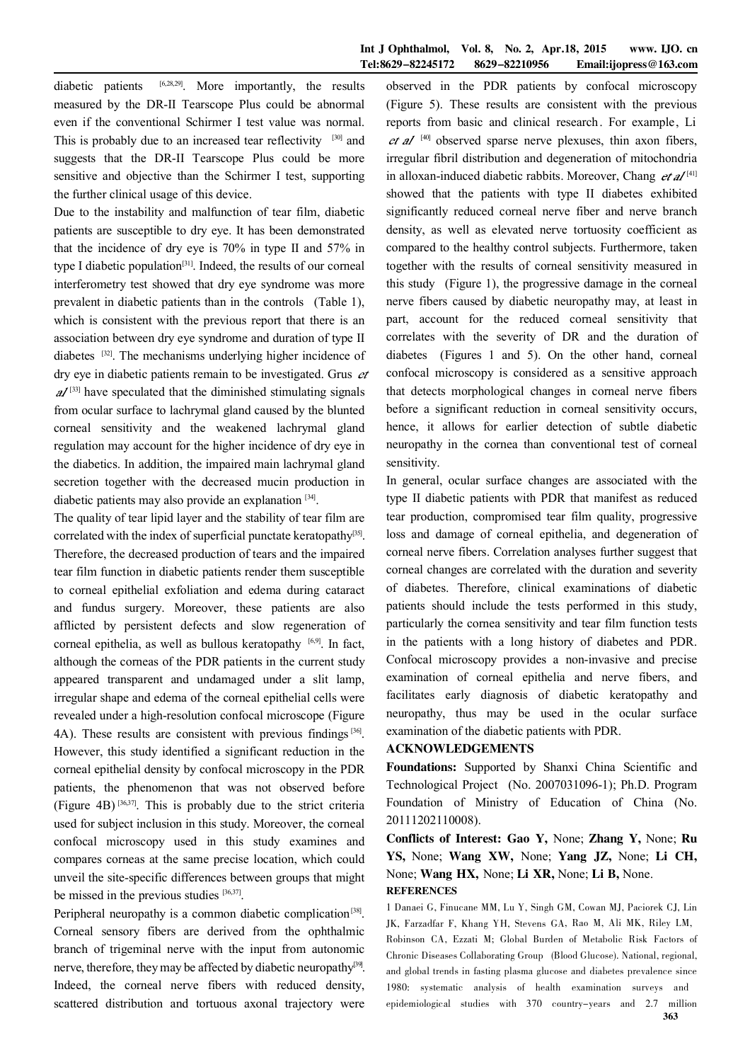diabetic patients [6,28,29]. More importantly, the results measured by the DR-II Tearscope Plus could be abnormal even if the conventional Schirmer I test value was normal. This is probably due to an increased tear reflectivity [30] and suggests that the DR-II Tearscope Plus could be more sensitive and objective than the Schirmer I test, supporting the further clinical usage of this device.

Due to the instability and malfunction of tear film, diabetic patients are susceptible to dry eye. It has been demonstrated that the incidence of dry eye is 70% in type II and 57% in type I diabetic population[31]. Indeed, the results of our corneal interferometry test showed that dry eye syndrome was more prevalent in diabetic patients than in the controls (Table 1), which is consistent with the previous report that there is an association between dry eye syndrome and duration of type II diabetes [32]. The mechanisms underlying higher incidence of dry eye in diabetic patients remain to be investigated. Grus *et al* [33] have speculated that the diminished stimulating signals from ocular surface to lachrymal gland caused by the blunted corneal sensitivity and the weakened lachrymal gland regulation may account for the higher incidence of dry eye in the diabetics. In addition, the impaired main lachrymal gland secretion together with the decreased mucin production in diabetic patients may also provide an explanation [34].

The quality of tear lipid layer and the stability of tear film are correlated with the index of superficial punctate keratopathy[35]. Therefore, the decreased production of tears and the impaired tear film function in diabetic patients render them susceptible to corneal epithelial exfoliation and edema during cataract and fundus surgery. Moreover, these patients are also afflicted by persistent defects and slow regeneration of corneal epithelia, as well as bullous keratopathy [6,9]. In fact, although the corneas of the PDR patients in the current study appeared transparent and undamaged under a slit lamp, irregular shape and edema of the corneal epithelial cells were revealed under a high-resolution confocal microscope (Figure 4A). These results are consistent with previous findings [36]. However, this study identified a significant reduction in the corneal epithelial density by confocal microscopy in the PDR patients, the phenomenon that was not observed before (Figure 4B) [36,37]. This is probably due to the strict criteria used for subject inclusion in this study. Moreover, the corneal confocal microscopy used in this study examines and compares corneas at the same precise location, which could unveil the site-specific differences between groups that might be missed in the previous studies [36,37].

Peripheral neuropathy is a common diabetic complication[38]. Corneal sensory fibers are derived from the ophthalmic branch of trigeminal nerve with the input from autonomic nerve, therefore, they may be affected by diabetic neuropathy[39]. Indeed, the corneal nerve fibers with reduced density, scattered distribution and tortuous axonal trajectory were observed in the PDR patients by confocal microscopy (Figure 5). These results are consistent with the previous reports from basic and clinical research. For example, Li *et al* [40] observed sparse nerve plexuses, thin axon fibers, irregular fibril distribution and degeneration of mitochondria in alloxan-induced diabetic rabbits. Moreover, Chang *et al* [41] showed that the patients with type II diabetes exhibited significantly reduced corneal nerve fiber and nerve branch density, as well as elevated nerve tortuosity coefficient as compared to the healthy control subjects. Furthermore, taken together with the results of corneal sensitivity measured in this study (Figure 1), the progressive damage in the corneal nerve fibers caused by diabetic neuropathy may, at least in part, account for the reduced corneal sensitivity that correlates with the severity of DR and the duration of diabetes (Figures 1 and 5). On the other hand, corneal confocal microscopy is considered as a sensitive approach that detects morphological changes in corneal nerve fibers before a significant reduction in corneal sensitivity occurs, hence, it allows for earlier detection of subtle diabetic neuropathy in the cornea than conventional test of corneal sensitivity.

In general, ocular surface changes are associated with the type II diabetic patients with PDR that manifest as reduced tear production, compromised tear film quality, progressive loss and damage of corneal epithelia, and degeneration of corneal nerve fibers. Correlation analyses further suggest that corneal changes are correlated with the duration and severity of diabetes. Therefore, clinical examinations of diabetic patients should include the tests performed in this study, particularly the cornea sensitivity and tear film function tests in the patients with a long history of diabetes and PDR. Confocal microscopy provides a non-invasive and precise examination of corneal epithelia and nerve fibers, and facilitates early diagnosis of diabetic keratopathy and neuropathy, thus may be used in the ocular surface examination of the diabetic patients with PDR.

## ACKNOWLEDGEMENTS

**Foundations:** Supported by Shanxi China Scientific and Technological Project (No. 2007031096-1); Ph.D. Program Foundation of Ministry of Education of China (No. 20111202110008).

**Conflicts of Interest: Gao Y,** None; **Zhang Y,** None; **Ru YS,** None; **Wang XW,** None; **Yang JZ,** None; **Li CH,** None; **Wang HX,** None; **Li XR,** None; **Li B,** None.

## REFERENCES

1 Danaei G, Finucane MM, Lu Y, Singh GM, Cowan MJ, Paciorek CJ, Lin JK, Farzadfar F, Khang YH, Stevens GA, Rao M, Ali MK, Riley LM, Robinson CA, Ezzati M; Global Burden of Metabolic Risk Factors of Chronic Diseases Collaborating Group (Blood Glucose). National, regional, and global trends in fasting plasma glucose and diabetes prevalence since 1980: systematic analysis of health examination surveys and epidemiological studies with 370 country-years and 2.7 million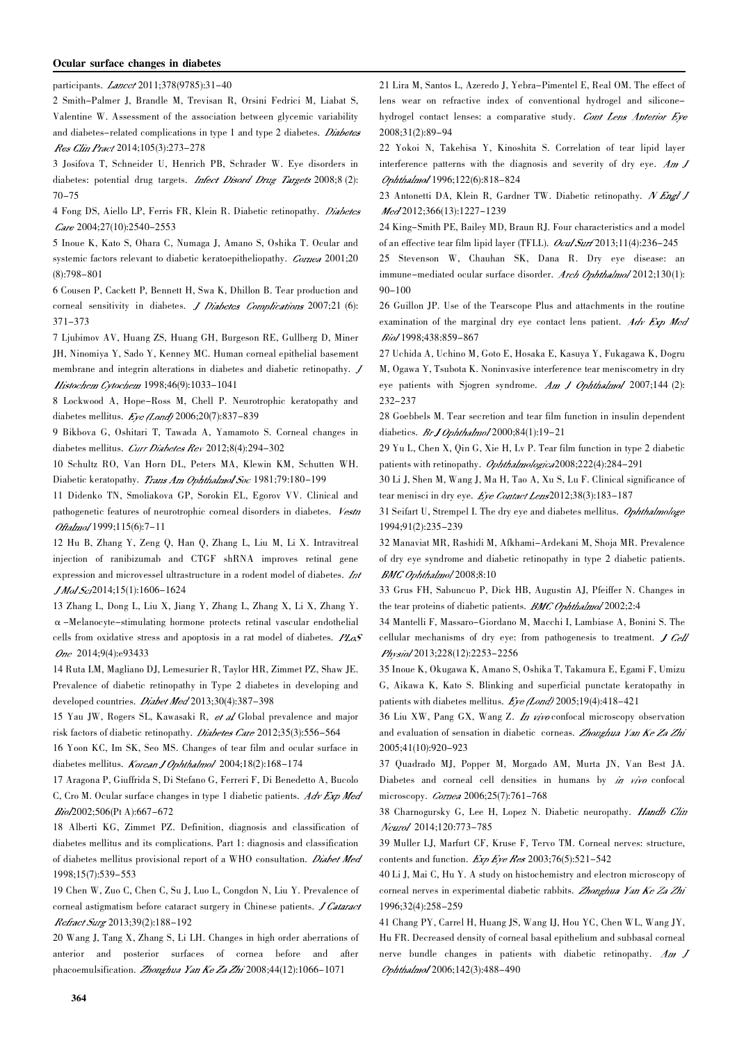participants. *Lancet* 2011;378(9785):31–40

2 Smith–Palmer J, Brandle M, Trevisan R, Orsini Fedrici M, Liabat S, Valentine W. Assessment of the association between glycemic variability and diabetes–related complications in type 1 and type 2 diabetes. *Diabetes Res Clin Pract* 2014;105(3):273–278

3 Josifova T, Schneider U, Henrich PB, Schrader W. Eye disorders in diabetes: potential drug targets. *Infect Disord Drug Targets* 2008;8 (2): 70–75

4 Fong DS, Aiello LP, Ferris FR, Klein R. Diabetic retinopathy. *Diabetes Care* 2004;27(10):2540–2553

5 Inoue K, Kato S, Ohara C, Numaga J, Amano S, Oshika T. Ocular and systemic factors relevant to diabetic keratoepitheliopathy. *Cornea* 2001;20 (8):798–801

6 Cousen P, Cackett P, Bennett H, Swa K, Dhillon B. Tear production and corneal sensitivity in diabetes. *J Diabetes Complications* 2007;21 (6): 371–373

7 Ljubimov AV, Huang ZS, Huang GH, Burgeson RE, Gullberg D, Miner JH, Ninomiya Y, Sado Y, Kenney MC. Human corneal epithelial basement membrane and integrin alterations in diabetes and diabetic retinopathy. *J Histochem Cytochem* 1998;46(9):1033–1041

8 Lockwood A, Hope–Ross M, Chell P. Neurotrophic keratopathy and diabetes mellitus. *Eye (Lond)* 2006;20(7):837–839

9 Bikbova G, Oshitari T, Tawada A, Yamamoto S. Corneal changes in diabetes mellitus. *Curr Diabetes Rev* 2012;8(4):294–302

10 Schultz RO, Van Horn DL, Peters MA, Klewin KM, Schutten WH. Diabetic keratopathy. *Trans Am Ophthalmol Soc* 1981;79:180–199

11 Didenko TN, Smoliakova GP, Sorokin EL, Egorov VV. Clinical and pathogenetic features of neurotrophic corneal disorders in diabetes. *Vestn Oftalmol* 1999;115(6):7–11

12 Hu B, Zhang Y, Zeng Q, Han Q, Zhang L, Liu M, Li X. Intravitreal injection of ranibizumab and CTGF shRNA improves retinal gene expression and microvessel ultrastructure in a rodent model of diabetes. *Int J Mol Sci* 2014;15(1):1606–1624

13 Zhang L, Dong L, Liu X, Jiang Y, Zhang L, Zhang X, Li X, Zhang Y. α–Melanocyte–stimulating hormone protects retinal vascular endothelial cells from oxidative stress and apoptosis in a rat model of diabetes. *PLoS One* 2014;9(4):e93433

14 Ruta LM, Magliano DJ, Lemesurier R, Taylor HR, Zimmet PZ, Shaw JE. Prevalence of diabetic retinopathy in Type 2 diabetes in developing and developed countries. *Diabet Med* 2013;30(4):387–398

15 Yau JW, Rogers SL, Kawasaki R, *et al*. Global prevalence and major risk factors of diabetic retinopathy. *Diabetes Care* 2012;35(3):556–564

16 Yoon KC, Im SK, Seo MS. Changes of tear film and ocular surface in diabetes mellitus. *Korean J Ophthalmol* 2004;18(2):168–174

17 Aragona P, Giuffrida S, Di Stefano G, Ferreri F, Di Benedetto A, Bucolo C, Cro M. Ocular surface changes in type 1 diabetic patients. *Adv Exp Med Biol* 2002;506(Pt A):667–672

18 Alberti KG, Zimmet PZ. Definition, diagnosis and classification of diabetes mellitus and its complications. Part 1: diagnosis and classification of diabetes mellitus provisional report of a WHO consultation. *Diabet Med* 1998;15(7):539–553

19 Chen W, Zuo C, Chen C, Su J, Luo L, Congdon N, Liu Y. Prevalence of corneal astigmatism before cataract surgery in Chinese patients. *J Cataract Refract Surg* 2013;39(2):188–192

20 Wang J, Tang X, Zhang S, Li LH. Changes in high order aberrations of anterior and posterior surfaces of cornea before and after phacoemulsification. *Zhonghua Yan Ke Za Zhi* 2008;44(12):1066–1071

21 Lira M, Santos L, Azeredo J, Yebra–Pimentel E, Real OM. The effect of lens wear on refractive index of conventional hydrogel and silicone–hydrogel contact lenses: a comparative study. *Cont Lens Anterior Eye* 2008;31(2):89–94

22 Yokoi N, Takehisa Y, Kinoshita S. Correlation of tear lipid layer interference patterns with the diagnosis and severity of dry eye. *Am J Ophthalmol* 1996;122(6):818–824

23 Antonetti DA, Klein R, Gardner TW. Diabetic retinopathy. *N Engl J Med* 2012;366(13):1227–1239

24 King–Smith PE, Bailey MD, Braun RJ. Four characteristics and a model of an effective tear film lipid layer (TFLL). *Ocul Surf* 2013;11(4):236–245

25 Stevenson W, Chauhan SK, Dana R. Dry eye disease: an immune–mediated ocular surface disorder. *Arch Ophthalmol* 2012;130(1): 90–100

26 Guillon JP. Use of the Tearscope Plus and attachments in the routine examination of the marginal dry eye contact lens patient. *Adv Exp Med Biol* 1998;438:859–867

27 Uchida A, Uchino M, Goto E, Hosaka E, Kasuya Y, Fukagawa K, Dogru M, Ogawa Y, Tsubota K. Noninvasive interference tear meniscometry in dry eye patients with Sjogren syndrome. *Am J Ophthalmol* 2007;144 (2): 232–237

28 Goebbels M. Tear secretion and tear film function in insulin dependent diabetics. *Br J Ophthalmol* 2000;84(1):19–21

29 Yu L, Chen X, Qin G, Xie H, Lv P. Tear film function in type 2 diabetic patients with retinopathy. *Ophthalmologica* 2008;222(4):284–291

30 Li J, Shen M, Wang J, Ma H, Tao A, Xu S, Lu F. Clinical significance of tear menisci in dry eye. *Eye Contact Lens* 2012;38(3):183–187

31 Seifart U, Strempel I. The dry eye and diabetes mellitus. *Ophthalmologe* 1994;91(2):235–239

32 Manaviat MR, Rashidi M, Afkhami–Ardekani M, Shoja MR. Prevalence of dry eye syndrome and diabetic retinopathy in type 2 diabetic patients. *BMC Ophthalmol* 2008;8:10

33 Grus FH, Sabuncuo P, Dick HB, Augustin AJ, Pfeiffer N. Changes in the tear proteins of diabetic patients. *BMC Ophthalmol* 2002;2:4

34 Mantelli F, Massaro–Giordano M, Macchi I, Lambiase A, Bonini S. The cellular mechanisms of dry eye: from pathogenesis to treatment. *J Cell Physiol* 2013;228(12):2253–2256

35 Inoue K, Okugawa K, Amano S, Oshika T, Takamura E, Egami F, Umizu G, Aikawa K, Kato S. Blinking and superficial punctate keratopathy in patients with diabetes mellitus. *Eye (Lond)* 2005;19(4):418–421

36 Liu XW, Pang GX, Wang Z. *In vivo* confocal microscopy observation and evaluation of sensation in diabetic corneas. *Zhonghua Yan Ke Za Zhi* 2005;41(10):920–923

37 Quadrado MJ, Popper M, Morgado AM, Murta JN, Van Best JA. Diabetes and corneal cell densities in humans by *in vivo* confocal microscopy. *Cornea* 2006;25(7):761–768

38 Charnogursky G, Lee H, Lopez N. Diabetic neuropathy. *Handb Clin Neurol* 2014;120:773–785

39 Muller LJ, Marfurt CF, Kruse F, Tervo TM. Corneal nerves: structure, contents and function. *Exp Eye Res* 2003;76(5):521–542

40 Li J, Mai C, Hu Y. A study on histochemistry and electron microscopy of corneal nerves in experimental diabetic rabbits. *Zhonghua Yan Ke Za Zhi* 1996;32(4):258–259

41 Chang PY, Carrel H, Huang JS, Wang IJ, Hou YC, Chen WL, Wang JY, Hu FR. Decreased density of corneal basal epithelium and subbasal corneal nerve bundle changes in patients with diabetic retinopathy. *Am J Ophthalmol* 2006;142(3):488–490